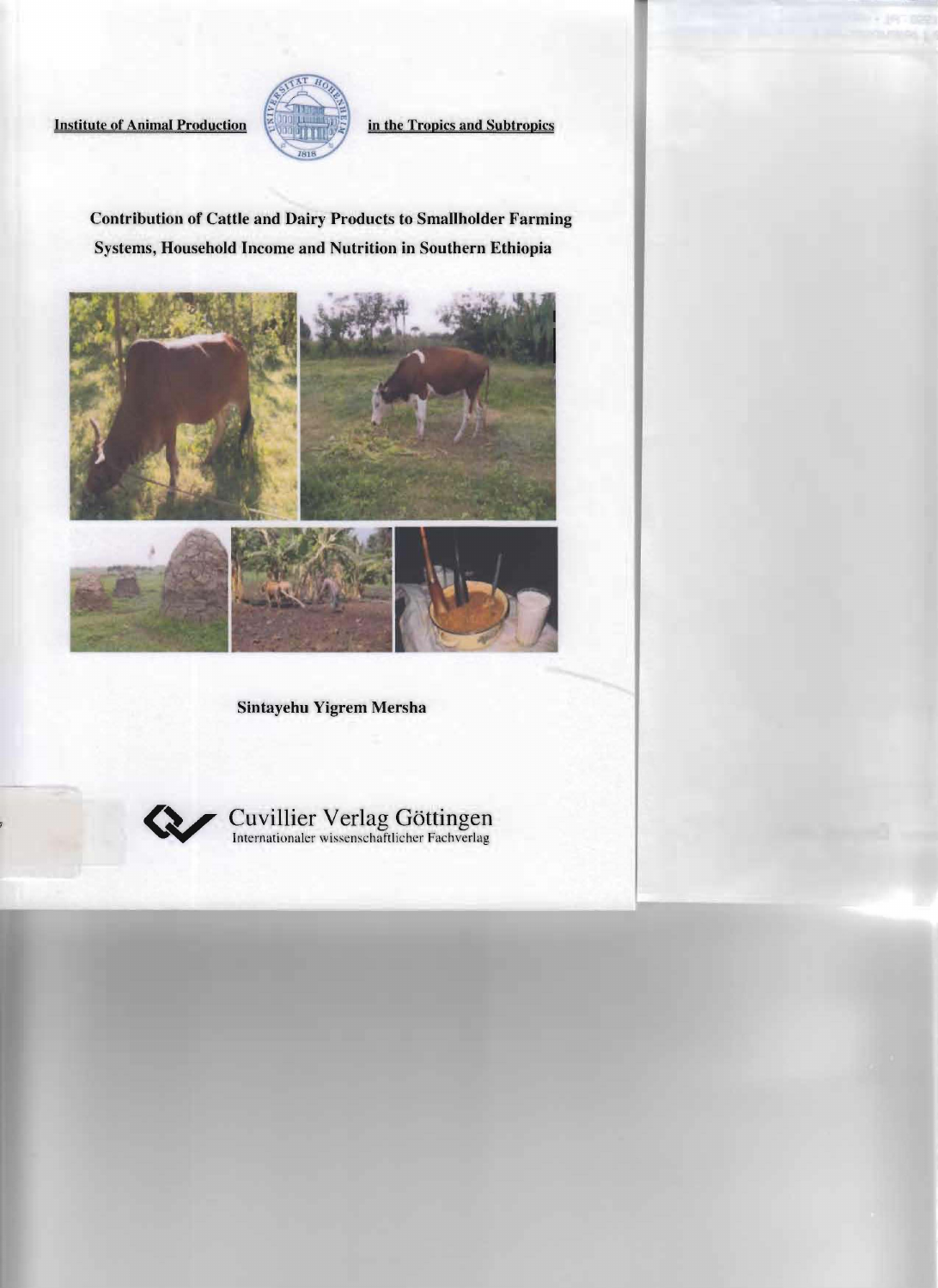Institute of Animal Production in the Tropics and Subtropics

# Contribution of Cattle and Dairy Products to Smallholder Farming Systems, Household Income and Nutrition in Southern Ethiopia

**Sintayehu Yigrem Mersha**

Cuvillier Verlag Göttingen
Internationaler wissenschaftlicher Fachverlag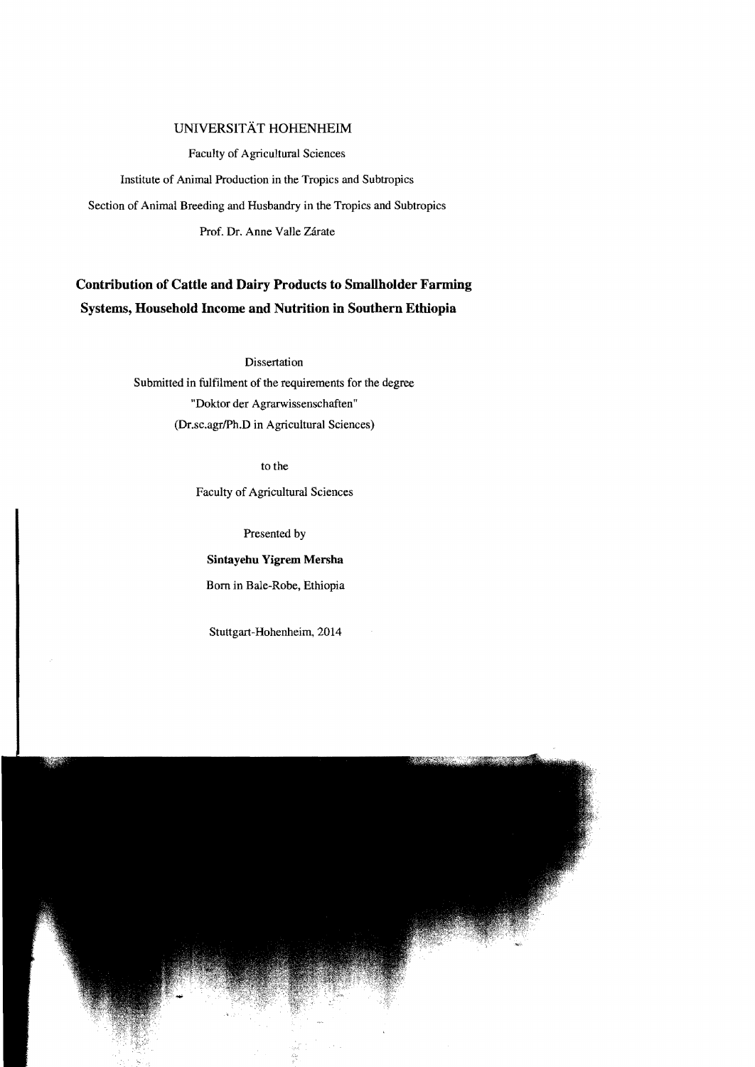UNIVERSITÄT HOHENHEIM

Faculty of Agricultural Sciences

Institute of Animal Production in the Tropics and Subtropics

Section of Animal Breeding and Husbandry in the Tropics and Subtropics

Prof. Dr. Anne Valle Zárate

# Contribution of Cattle and Dairy Products to Smallholder Farming Systems, Household Income and Nutrition in Southern Ethiopia

Dissertation

Submitted in fulfilment of the requirements for the degree

"Doktor der Agrarwissenschaften"

(Dr.sc.agr/Ph.D in Agricultural Sciences)

to the

Faculty of Agricultural Sciences

Presented by

**Sintayehu Yigrem Mersha**

Born in Bale-Robe, Ethiopia

Stuttgart-Hohenheim, 2014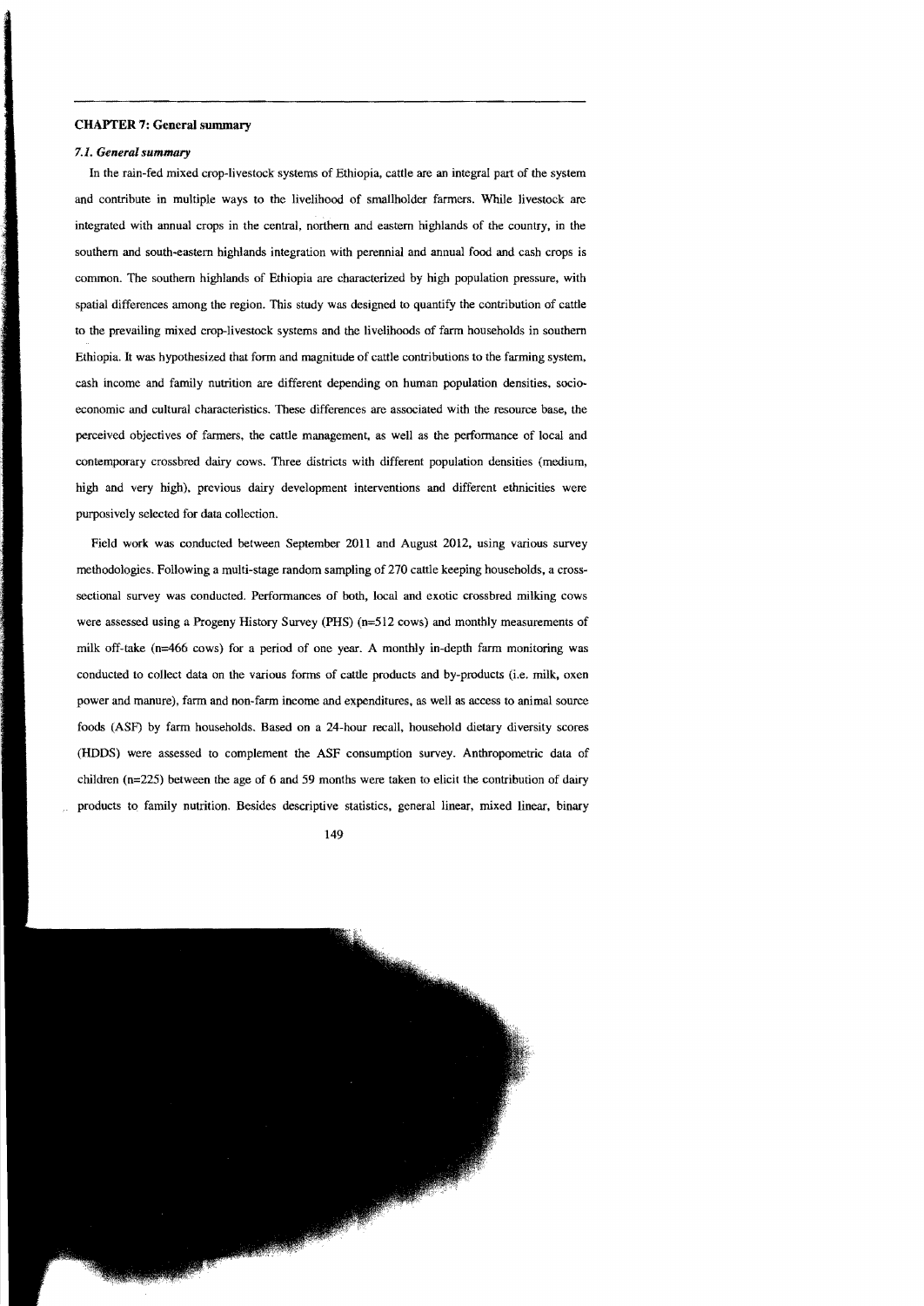## CHAPTER 7: General summary

### *7.1. General summary*

In the rain-fed mixed crop-livestock systems of Ethiopia, cattle are an integral part of the system and contribute in multiple ways to the livelihood of smallholder farmers. While livestock are integrated with annual crops in the central, northern and eastern highlands of the country, in the southern and south-eastern highlands integration with perennial and annual food and cash crops is common. The southern highlands of Ethiopia are characterized by high population pressure, with spatial differences among the region. This study was designed to quantify the contribution of cattle to the prevailing mixed crop-livestock systems and the livelihoods of farm households in southern Ethiopia. It was hypothesized that form and magnitude of cattle contributions to the farming system, cash income and family nutrition are different depending on human population densities, socio-economic and cultural characteristics. These differences are associated with the resource base, the perceived objectives of farmers, the cattle management, as well as the performance of local and contemporary crossbred dairy cows. Three districts with different population densities (medium, high and very high), previous dairy development interventions and different ethnicities were purposively selected for data collection.

Field work was conducted between September 2011 and August 2012, using various survey methodologies. Following a multi-stage random sampling of 270 cattle keeping households, a cross-sectional survey was conducted. Performances of both, local and exotic crossbred milking cows were assessed using a Progeny History Survey (PHS) (n=512 cows) and monthly measurements of milk off-take (n=466 cows) for a period of one year. A monthly in-depth farm monitoring was conducted to collect data on the various forms of cattle products and by-products (i.e. milk, oxen power and manure), farm and non-farm income and expenditures, as well as access to animal source foods (ASF) by farm households. Based on a 24-hour recall, household dietary diversity scores (HDDS) were assessed to complement the ASF consumption survey. Anthropometric data of children (n=225) between the age of 6 and 59 months were taken to elicit the contribution of dairy products to family nutrition. Besides descriptive statistics, general linear, mixed linear, binary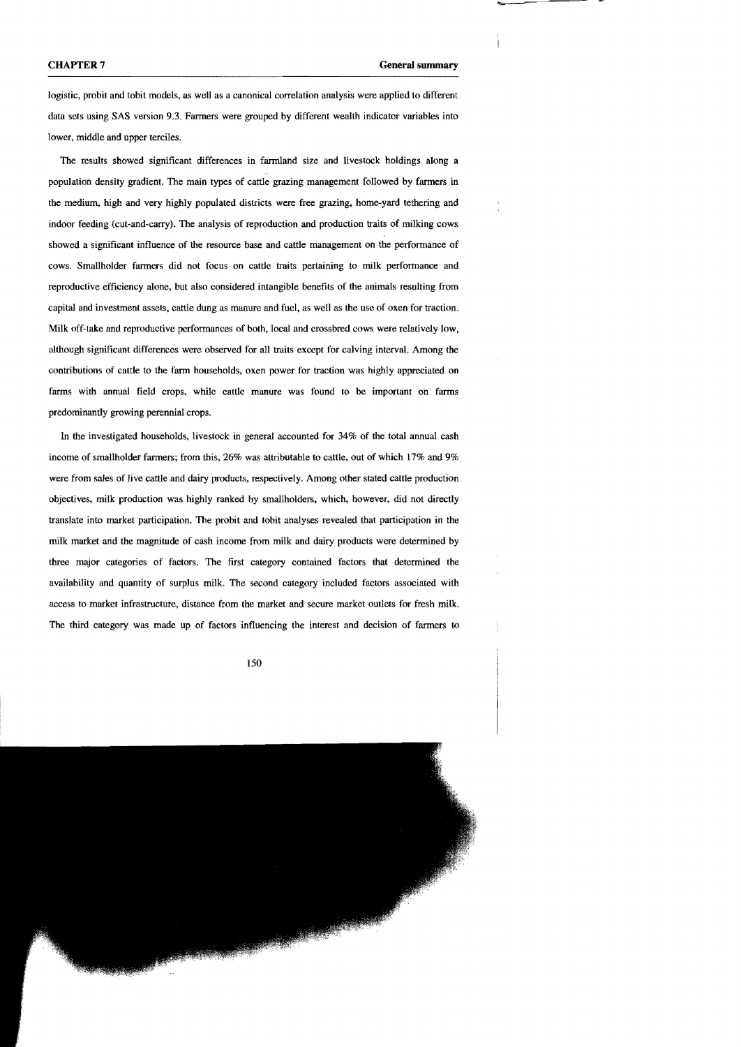logistic, probit and tobit models, as well as a canonical correlation analysis were applied to different data sets using SAS version 9.3. Farmers were grouped by different wealth indicator variables into lower, middle and upper terciles.

The results showed significant differences in farmland size and livestock holdings along a population density gradient. The main types of cattle grazing management followed by farmers in the medium, high and very highly populated districts were free grazing, home-yard tethering and indoor feeding (cut-and-carry). The analysis of reproduction and production traits of milking cows showed a significant influence of the resource base and cattle management on the performance of cows. Smallholder farmers did not focus on cattle traits pertaining to milk performance and reproductive efficiency alone, but also considered intangible benefits of the animals resulting from capital and investment assets, cattle dung as manure and fuel, as well as the use of oxen for traction. Milk off-take and reproductive performances of both, local and crossbred cows were relatively low, although significant differences were observed for all traits except for calving interval. Among the contributions of cattle to the farm households, oxen power for traction was highly appreciated on farms with annual field crops, while cattle manure was found to be important on farms predominantly growing perennial crops.

In the investigated households, livestock in general accounted for 34% of the total annual cash income of smallholder farmers; from this, 26% was attributable to cattle, out of which 17% and 9% were from sales of live cattle and dairy products, respectively. Among other stated cattle production objectives, milk production was highly ranked by smallholders, which, however, did not directly translate into market participation. The probit and tobit analyses revealed that participation in the milk market and the magnitude of cash income from milk and dairy products were determined by three major categories of factors. The first category contained factors that determined the availability and quantity of surplus milk. The second category included factors associated with access to market infrastructure, distance from the market and secure market outlets for fresh milk. The third category was made up of factors influencing the interest and decision of farmers to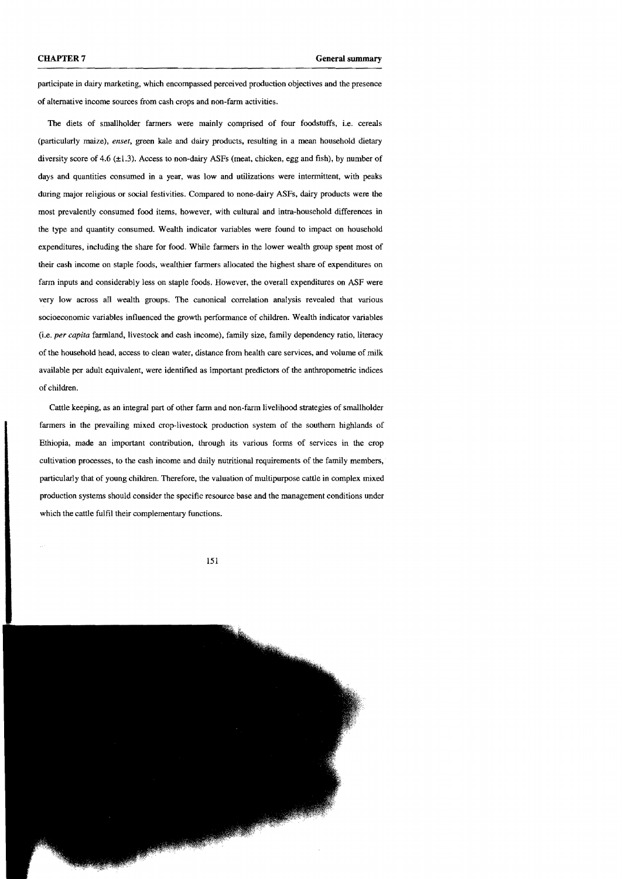participate in dairy marketing, which encompassed perceived production objectives and the presence of alternative income sources from cash crops and non-farm activities.

The diets of smallholder farmers were mainly comprised of four foodstuffs, i.e. cereals (particularly maize), *enset*, green kale and dairy products, resulting in a mean household dietary diversity score of 4.6 (±1.3). Access to non-dairy ASFs (meat, chicken, egg and fish), by number of days and quantities consumed in a year, was low and utilizations were intermittent, with peaks during major religious or social festivities. Compared to none-dairy ASFs, dairy products were the most prevalently consumed food items, however, with cultural and intra-household differences in the type and quantity consumed. Wealth indicator variables were found to impact on household expenditures, including the share for food. While farmers in the lower wealth group spent most of their cash income on staple foods, wealthier farmers allocated the highest share of expenditures on farm inputs and considerably less on staple foods. However, the overall expenditures on ASF were very low across all wealth groups. The canonical correlation analysis revealed that various socioeconomic variables influenced the growth performance of children. Wealth indicator variables (i.e. *per capita* farmland, livestock and cash income), family size, family dependency ratio, literacy of the household head, access to clean water, distance from health care services, and volume of milk available per adult equivalent, were identified as important predictors of the anthropometric indices of children.

Cattle keeping, as an integral part of other farm and non-farm livelihood strategies of smallholder farmers in the prevailing mixed crop-livestock production system of the southern highlands of Ethiopia, made an important contribution, through its various forms of services in the crop cultivation processes, to the cash income and daily nutritional requirements of the family members, particularly that of young children. Therefore, the valuation of multipurpose cattle in complex mixed production systems should consider the specific resource base and the management conditions under which the cattle fulfil their complementary functions.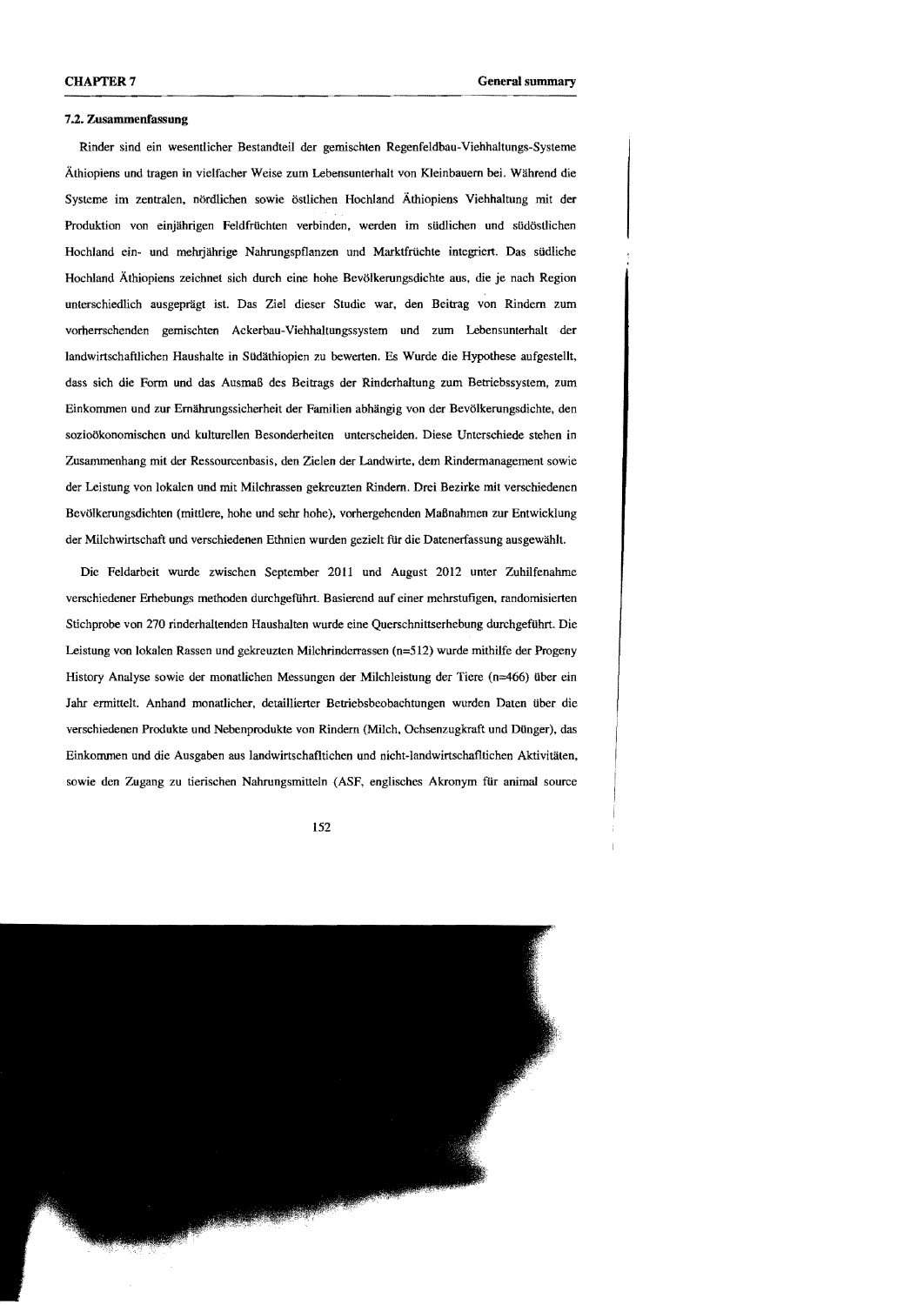### 7.2. Zusammenfassung

Rinder sind ein wesentlicher Bestandteil der gemischten Regenfeldbau-Viehhaltungs-Systeme Äthiopiens und tragen in vielfacher Weise zum Lebensunterhalt von Kleinbauern bei. Während die Systeme im zentralen, nördlichen sowie östlichen Hochland Äthiopiens Viehhaltung mit der Produktion von einjährigen Feldfrüchten verbinden, werden im südlichen und südöstlichen Hochland ein- und mehrjährige Nahrungspflanzen und Marktfrüchte integriert. Das südliche Hochland Äthiopiens zeichnet sich durch eine hohe Bevölkerungsdichte aus, die je nach Region unterschiedlich ausgeprägt ist. Das Ziel dieser Studie war, den Beitrag von Rindern zum vorherrschenden gemischten Ackerbau-Viehhaltungssystem und zum Lebensunterhalt der landwirtschaftlichen Haushalte in Südäthiopien zu bewerten. Es Wurde die Hypothese aufgestellt, dass sich die Form und das Ausmaß des Beitrags der Rinderhaltung zum Betriebssystem, zum Einkommen und zur Ernährungssicherheit der Familien abhängig von der Bevölkerungsdichte, den sozioökonomischen und kulturellen Besonderheiten unterscheiden. Diese Unterschiede stehen in Zusammenhang mit der Ressourcenbasis, den Zielen der Landwirte, dem Rindermanagement sowie der Leistung von lokalen und mit Milchrassen gekreuzten Rindern. Drei Bezirke mit verschiedenen Bevölkerungsdichten (mittlere, hohe und sehr hohe), vorhergehenden Maßnahmen zur Entwicklung der Milchwirtschaft und verschiedenen Ethnien wurden gezielt für die Datenerfassung ausgewählt.

Die Feldarbeit wurde zwischen September 2011 und August 2012 unter Zuhilfenahme verschiedener Erhebungs methoden durchgeführt. Basierend auf einer mehrstufigen, randomisierten Stichprobe von 270 rinderhaltenden Haushalten wurde eine Querschnittserhebung durchgeführt. Die Leistung von lokalen Rassen und gekreuzten Milchrinderrassen (n=512) wurde mithilfe der Progeny History Analyse sowie der monatlichen Messungen der Milchleistung der Tiere (n=466) über ein Jahr ermittelt. Anhand monatlicher, detaillierter Betriebsbeobachtungen wurden Daten über die verschiedenen Produkte und Nebenprodukte von Rindern (Milch, Ochsenzugkraft und Dünger), das Einkommen und die Ausgaben aus landwirtschaftlichen und nicht-landwirtschaftlichen Aktivitäten, sowie den Zugang zu tierischen Nahrungsmitteln (ASF, englisches Akronym für animal source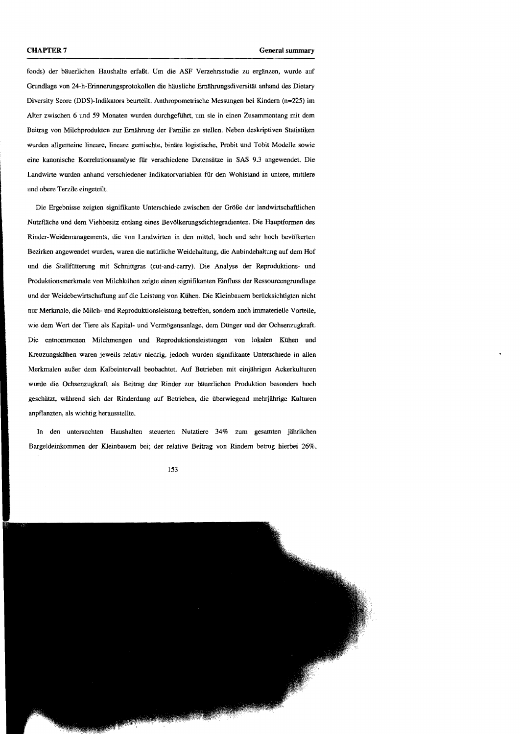foods) der bäuerlichen Haushalte erfaßt. Um die ASF Verzehrsstudie zu ergänzen, wurde auf Grundlage von 24-h-Erinnerungsprotokollen die häusliche Ernährungsdiversität anhand des Dietary Diversity Score (DDS)-Indikators beurteilt. Anthropometrische Messungen bei Kindern (n=225) im Alter zwischen 6 und 59 Monaten wurden durchgeführt, um sie in einen Zusammentang mit dem Beitrag von Milchprodukten zur Ernährung der Familie zu stellen. Neben deskriptiven Statistiken wurden allgemeine lineare, lineare gemischte, binäre logistische, Probit und Tobit Modelle sowie eine kanonische Korrelationsanalyse für verschiedene Datensätze in SAS 9.3 angewendet. Die Landwirte wurden anhand verschiedener Indikatorvariablen für den Wohlstand in untere, mittlere und obere Terzile eingeteilt.

Die Ergebnisse zeigten signifikante Unterschiede zwischen der Größe der landwirtschaftlichen Nutzfläche und dem Viehbesitz entlang eines Bevölkerungsdichtegradienten. Die Hauptformen des Rinder-Weidemanagements, die von Landwirten in den mittel, hoch und sehr hoch bevölkerten Bezirken angewendet wurden, waren die natürliche Weidehaltung, die Anbindehaltung auf dem Hof und die Stallfütterung mit Schnittgras (cut-and-carry). Die Analyse der Reproduktions- und Produktionsmerkmale von Milchkühen zeigte einen signifikanten Einfluss der Ressourcengrundlage und der Weidebewirtschaftung auf die Leistung von Kühen. Die Kleinbauern berücksichtigten nicht nur Merkmale, die Milch- und Reproduktionsleistung betreffen, sondern auch immaterielle Vorteile, wie dem Wert der Tiere als Kapital- und Vermögensanlage, dem Dünger und der Ochsenzugkraft. Die entnommenen Milchmengen und Reproduktionsleistungen von lokalen Kühen und Kreuzungskühen waren jeweils relativ niedrig, jedoch wurden signifikante Unterschiede in allen Merkmalen außer dem Kalbeintervall beobachtet. Auf Betrieben mit einjährigen Ackerkulturen wurde die Ochsenzugkraft als Beitrag der Rinder zur bäuerlichen Produktion besonders hoch geschätzt, während sich der Rinderdung auf Betrieben, die überwiegend mehrjährige Kulturen anpflanzten, als wichtig herausstellte.

In den untersuchten Haushalten steuerten Nutztiere 34% zum gesamten jährlichen Bargeldeinkommen der Kleinbauern bei; der relative Beitrag von Rindern betrug hierbei 26%,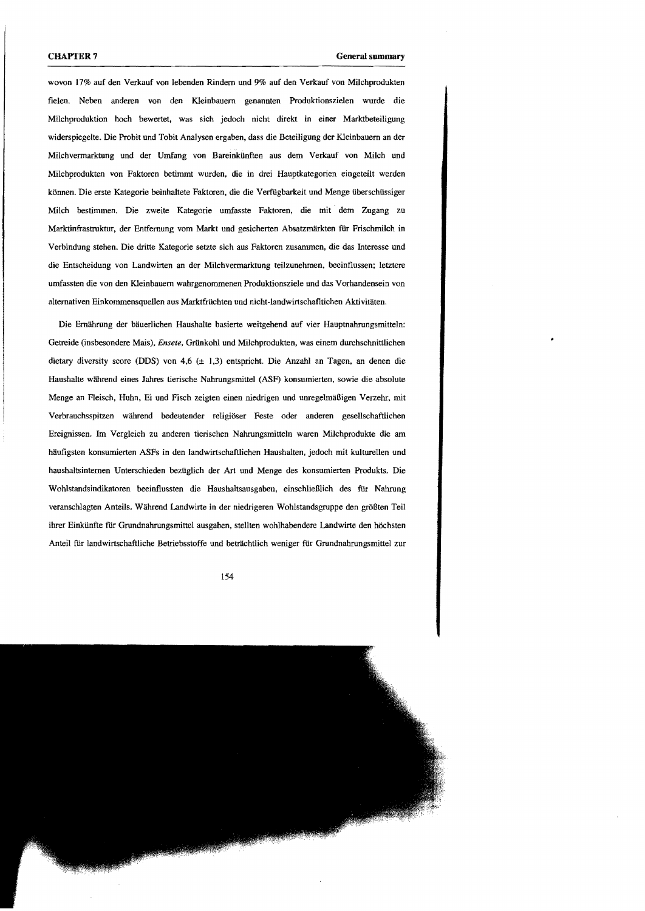wovon 17% auf den Verkauf von lebenden Rindern und 9% auf den Verkauf von Milchprodukten fielen. Neben anderen von den Kleinbauern genannten Produktionszielen wurde die Milchproduktion hoch bewertet, was sich jedoch nicht direkt in einer Marktbeteiligung widerspiegelte. Die Probit und Tobit Analysen ergaben, dass die Beteiligung der Kleinbauern an der Milchvermarktung und der Umfang von Bareinkünften aus dem Verkauf von Milch und Milchprodukten von Faktoren betimmt wurden, die in drei Hauptkategorien eingeteilt werden können. Die erste Kategorie beinhaltete Faktoren, die die Verfügbarkeit und Menge überschüssiger Milch bestimmen. Die zweite Kategorie umfasste Faktoren, die mit dem Zugang zu Marktinfrastruktur, der Entfernung vom Markt und gesicherten Absatzmärkten für Frischmilch in Verbindung stehen. Die dritte Kategorie setzte sich aus Faktoren zusammen, die das Interesse und die Entscheidung von Landwirten an der Milchvermarktung teilzunehmen, beeinflussen; letztere umfassten die von den Kleinbauern wahrgenommenen Produktionsziele und das Vorhandensein von alternativen Einkommensquellen aus Marktfrüchten und nicht-landwirtschaftlichen Aktivitäten.

Die Ernährung der bäuerlichen Haushalte basierte weitgehend auf vier Hauptnahrungsmitteln: Getreide (insbesondere Mais), *Ensete*, Grünkohl und Milchprodukten, was einem durchschnittlichen dietary diversity score (DDS) von 4,6 (± 1,3) entspricht. Die Anzahl an Tagen, an denen die Haushalte während eines Jahres tierische Nahrungsmittel (ASF) konsumierten, sowie die absolute Menge an Fleisch, Huhn, Ei und Fisch zeigten einen niedrigen und unregelmäßigen Verzehr, mit Verbrauchsspitzen während bedeutender religiöser Feste oder anderen gesellschaftlichen Ereignissen. Im Vergleich zu anderen tierischen Nahrungsmitteln waren Milchprodukte die am häufigsten konsumierten ASFs in den landwirtschaftlichen Haushalten, jedoch mit kulturellen und haushaltsinternen Unterschieden bezüglich der Art und Menge des konsumierten Produkts. Die Wohlstandsindikatoren beeinflussten die Haushaltsausgaben, einschließlich des für Nahrung veranschlagten Anteils. Während Landwirte in der niedrigeren Wohlstandsgruppe den größten Teil ihrer Einkünfte für Grundnahrungsmittel ausgaben, stellten wohlhabendere Landwirte den höchsten Anteil für landwirtschaftliche Betriebsstoffe und beträchtlich weniger für Grundnahrungsmittel zur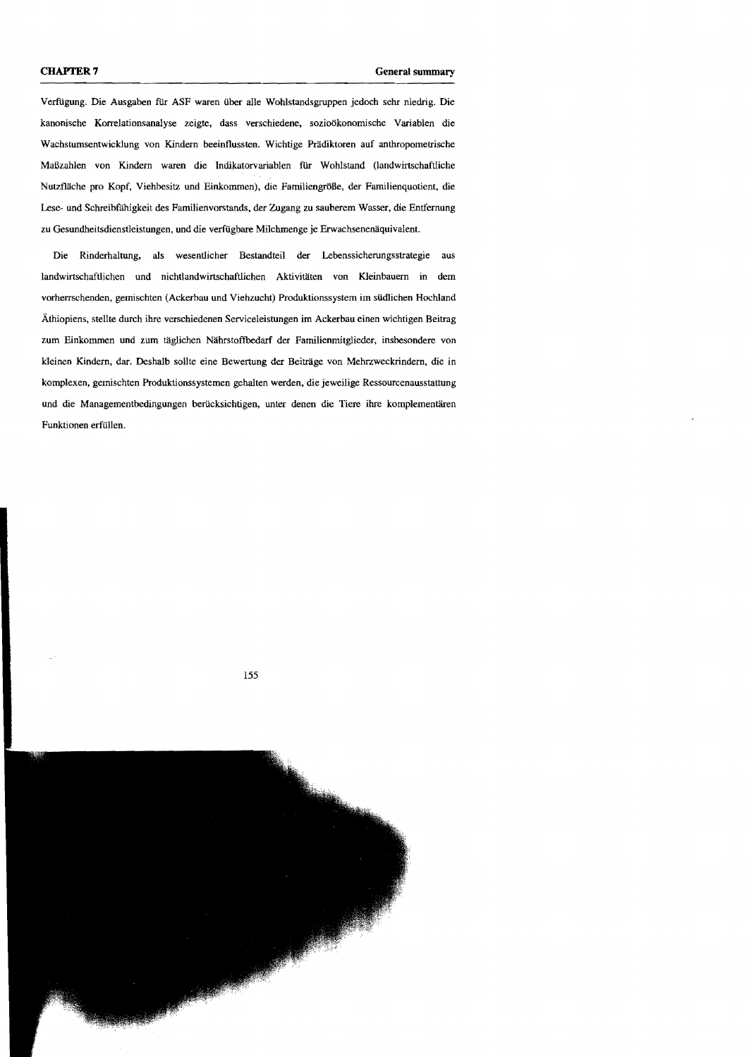Verfügung. Die Ausgaben für ASF waren über alle Wohlstandsgruppen jedoch sehr niedrig. Die kanonische Korrelationsanalyse zeigte, dass verschiedene, sozioökonomische Variablen die Wachstumsentwicklung von Kindern beeinflussten. Wichtige Prädiktoren auf anthropometrische Maßzahlen von Kindern waren die Indikatorvariablen für Wohlstand (landwirtschaftliche Nutzfläche pro Kopf, Viehbesitz und Einkommen), die Familiengröße, der Familienquotient, die Lese- und Schreibfähigkeit des Familienvorstands, der Zugang zu sauberem Wasser, die Entfernung zu Gesundheitsdienstleistungen, und die verfügbare Milchmenge je Erwachsenenäquivalent.

Die Rinderhaltung, als wesentlicher Bestandteil der Lebenssicherungsstrategie aus landwirtschaftlichen und nichtlandwirtschaftlichen Aktivitäten von Kleinbauern in dem vorherrschenden, gemischten (Ackerbau und Viehzucht) Produktionssystem im südlichen Hochland Äthiopiens, stellte durch ihre verschiedenen Serviceleistungen im Ackerbau einen wichtigen Beitrag zum Einkommen und zum täglichen Nährstoffbedarf der Familienmitglieder, insbesondere von kleinen Kindern, dar. Deshalb sollte eine Bewertung der Beiträge von Mehrzweckrindern, die in komplexen, gemischten Produktionssystemen gehalten werden, die jeweilige Ressourcenausstattung und die Managementbedingungen berücksichtigen, unter denen die Tiere ihre komplementären Funktionen erfüllen.